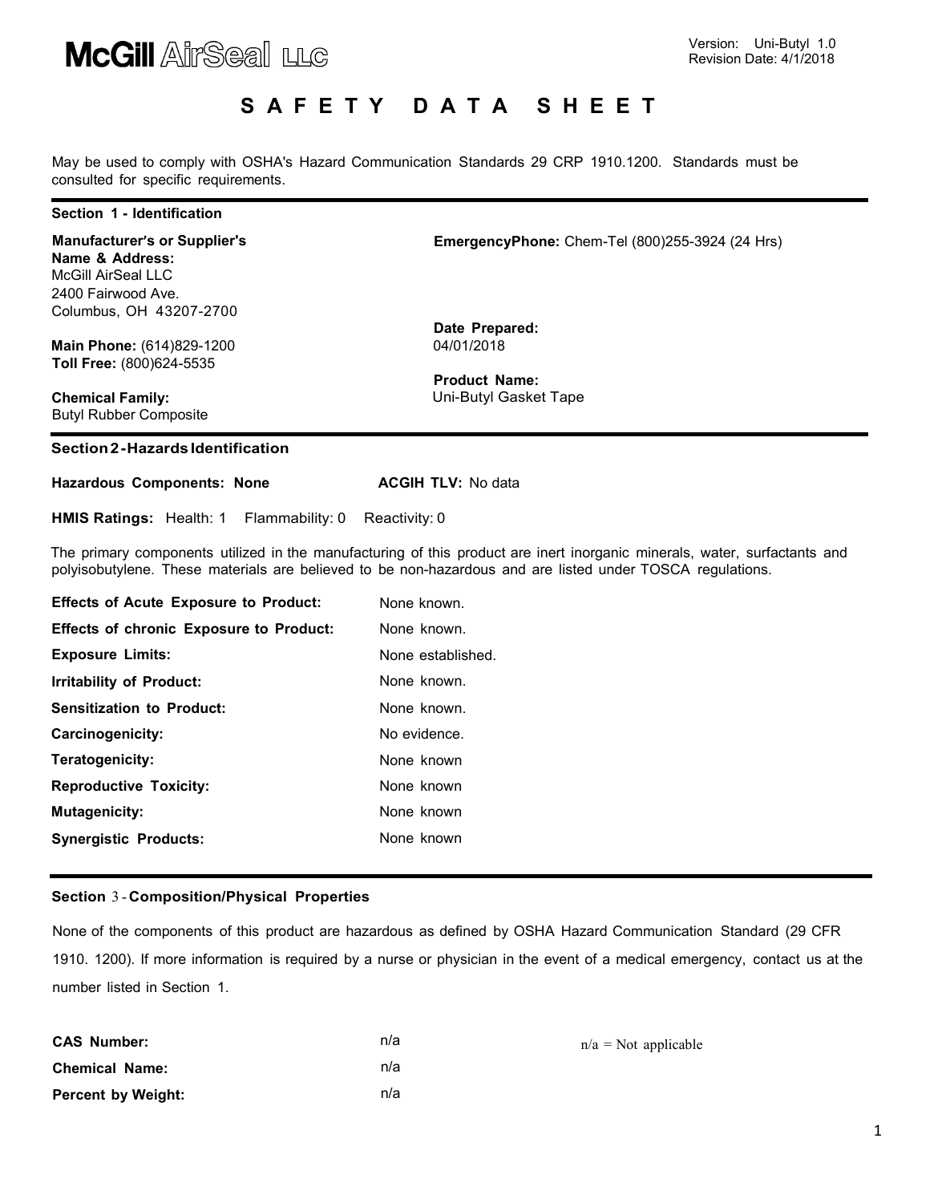**McGill AirSeal LLC**

Version: Uni-Butyl 1.0
Revision Date: 4/1/2018

# SAFETY DATA SHEET

May be used to comply with OSHA's Hazard Communication Standards 29 CRP 1910.1200. Standards must be consulted for specific requirements.

## Section 1 - Identification

**Manufacturer's or Supplier's Name & Address:**
McGill AirSeal LLC
2400 Fairwood Ave.
Columbus, OH 43207-2700

**Main Phone:** (614)829-1200
**Toll Free:** (800)624-5535

**Chemical Family:**
Butyl Rubber Composite

**EmergencyPhone:** Chem-Tel (800)255-3924 (24 Hrs)

**Date Prepared:**
04/01/2018

**Product Name:**
Uni-Butyl Gasket Tape

## Section 2 - Hazards Identification

**Hazardous Components: None** **ACGIH TLV:** No data

**HMIS Ratings:** Health: 1 Flammability: 0 Reactivity: 0

The primary components utilized in the manufacturing of this product are inert inorganic minerals, water, surfactants and polyisobutylene. These materials are believed to be non-hazardous and are listed under TOSCA regulations.

| | |
|---|---|
| **Effects of Acute Exposure to Product:** | None known. |
| **Effects of chronic Exposure to Product:** | None known. |
| **Exposure Limits:** | None established. |
| **Irritability of Product:** | None known. |
| **Sensitization to Product:** | None known. |
| **Carcinogenicity:** | No evidence. |
| **Teratogenicity:** | None known |
| **Reproductive Toxicity:** | None known |
| **Mutagenicity:** | None known |
| **Synergistic Products:** | None known |

## Section 3 - Composition/Physical Properties

None of the components of this product are hazardous as defined by OSHA Hazard Communication Standard (29 CFR 1910. 1200). If more information is required by a nurse or physician in the event of a medical emergency, contact us at the number listed in Section 1.

| | |
|---|---|
| **CAS Number:** | n/a |
| **Chemical Name:** | n/a |
| **Percent by Weight:** | n/a |

n/a = Not applicable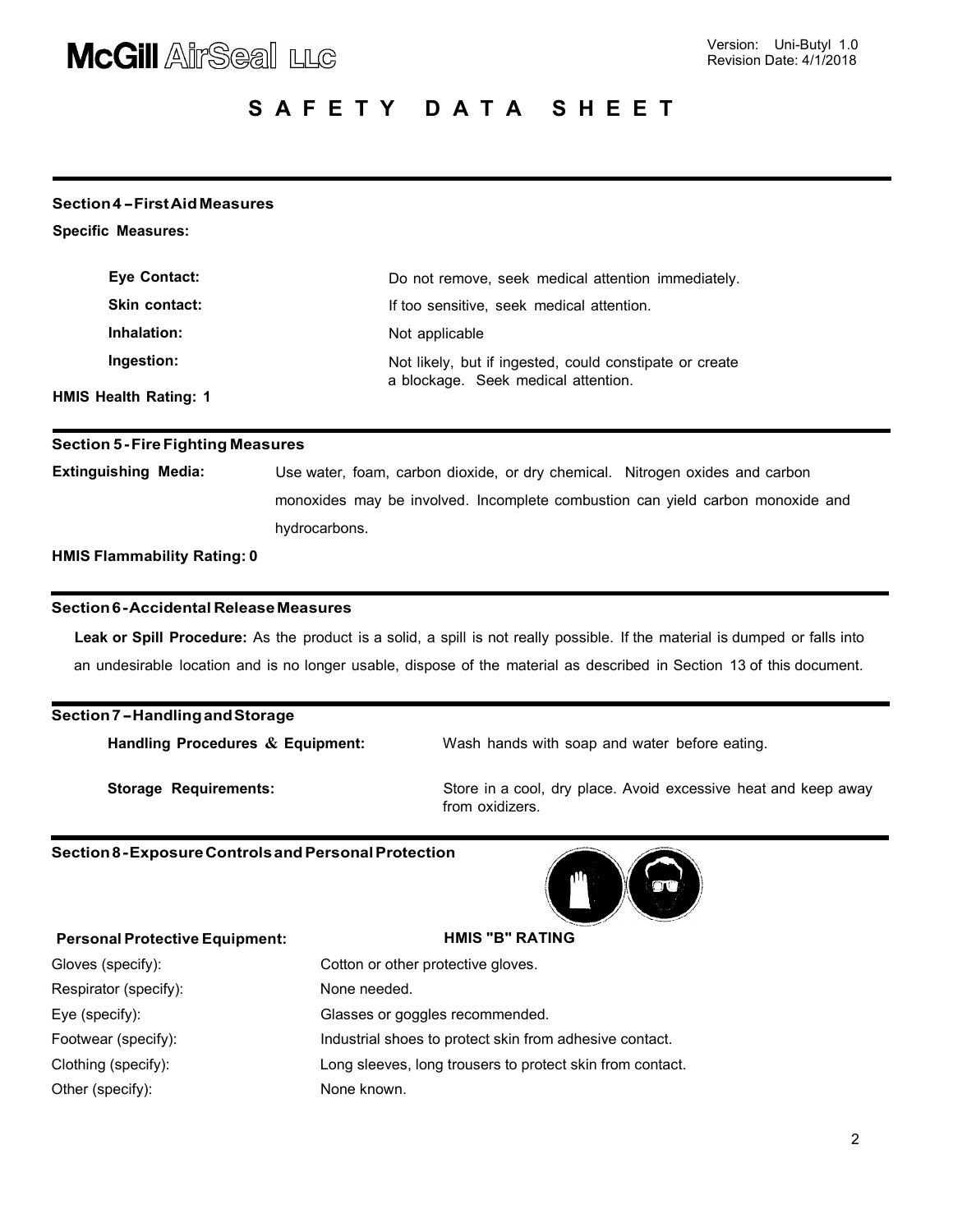## Section 4 – First Aid Measures

**Specific Measures:**

| | |
|---|---|
| **Eye Contact:** | Do not remove, seek medical attention immediately. |
| **Skin contact:** | If too sensitive, seek medical attention. |
| **Inhalation:** | Not applicable |
| **Ingestion:** | Not likely, but if ingested, could constipate or create a blockage. Seek medical attention. |

**HMIS Health Rating: 1**

## Section 5 - Fire Fighting Measures

**Extinguishing Media:** Use water, foam, carbon dioxide, or dry chemical. Nitrogen oxides and carbon monoxides may be involved. Incomplete combustion can yield carbon monoxide and hydrocarbons.

**HMIS Flammability Rating: 0**

## Section 6 - Accidental Release Measures

**Leak or Spill Procedure:** As the product is a solid, a spill is not really possible. If the material is dumped or falls into an undesirable location and is no longer usable, dispose of the material as described in Section 13 of this document.

## Section 7 – Handling and Storage

| | |
|---|---|
| **Handling Procedures & Equipment:** | Wash hands with soap and water before eating. |
| **Storage Requirements:** | Store in a cool, dry place. Avoid excessive heat and keep away from oxidizers. |

## Section 8 - Exposure Controls and Personal Protection

| **Personal Protective Equipment:** | **HMIS "B" RATING** |
|---|---|
| Gloves (specify): | Cotton or other protective gloves. |
| Respirator (specify): | None needed. |
| Eye (specify): | Glasses or goggles recommended. |
| Footwear (specify): | Industrial shoes to protect skin from adhesive contact. |
| Clothing (specify): | Long sleeves, long trousers to protect skin from contact. |
| Other (specify): | None known. |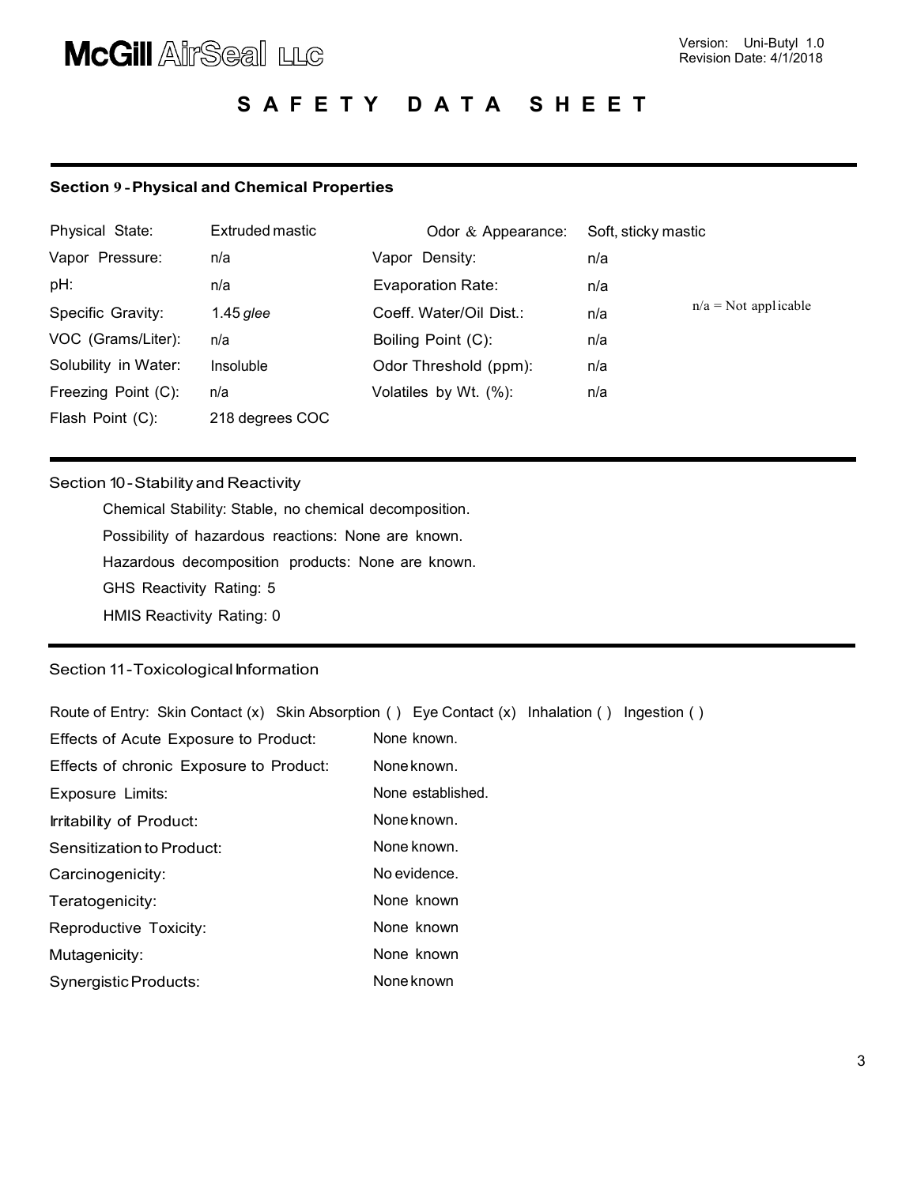## Section 9 - Physical and Chemical Properties

| | | | | |
|---|---|---|---|---|
| Physical State: | Extruded mastic | Odor & Appearance: | Soft, sticky mastic | |
| Vapor Pressure: | n/a | Vapor Density: | n/a | |
| pH: | n/a | Evaporation Rate: | n/a | |
| Specific Gravity: | 1.45 *glee* | Coeff. Water/Oil Dist.: | n/a | n/a = Not applicable |
| VOC (Grams/Liter): | n/a | Boiling Point (C): | n/a | |
| Solubility in Water: | Insoluble | Odor Threshold (ppm): | n/a | |
| Freezing Point (C): | n/a | Volatiles by Wt. (%): | n/a | |
| Flash Point (C): | 218 degrees COC | | | |

## Section 10 - Stability and Reactivity

Chemical Stability: Stable, no chemical decomposition.

Possibility of hazardous reactions: None are known.

Hazardous decomposition products: None are known.

GHS Reactivity Rating: 5

HMIS Reactivity Rating: 0

## Section 11 - Toxicological Information

Route of Entry: Skin Contact (x) Skin Absorption ( ) Eye Contact (x) Inhalation ( ) Ingestion ( )

| | |
|---|---|
| Effects of Acute Exposure to Product: | None known. |
| Effects of chronic Exposure to Product: | None known. |
| Exposure Limits: | None established. |
| Irritability of Product: | None known. |
| Sensitization to Product: | None known. |
| Carcinogenicity: | No evidence. |
| Teratogenicity: | None known |
| Reproductive Toxicity: | None known |
| Mutagenicity: | None known |
| Synergistic Products: | None known |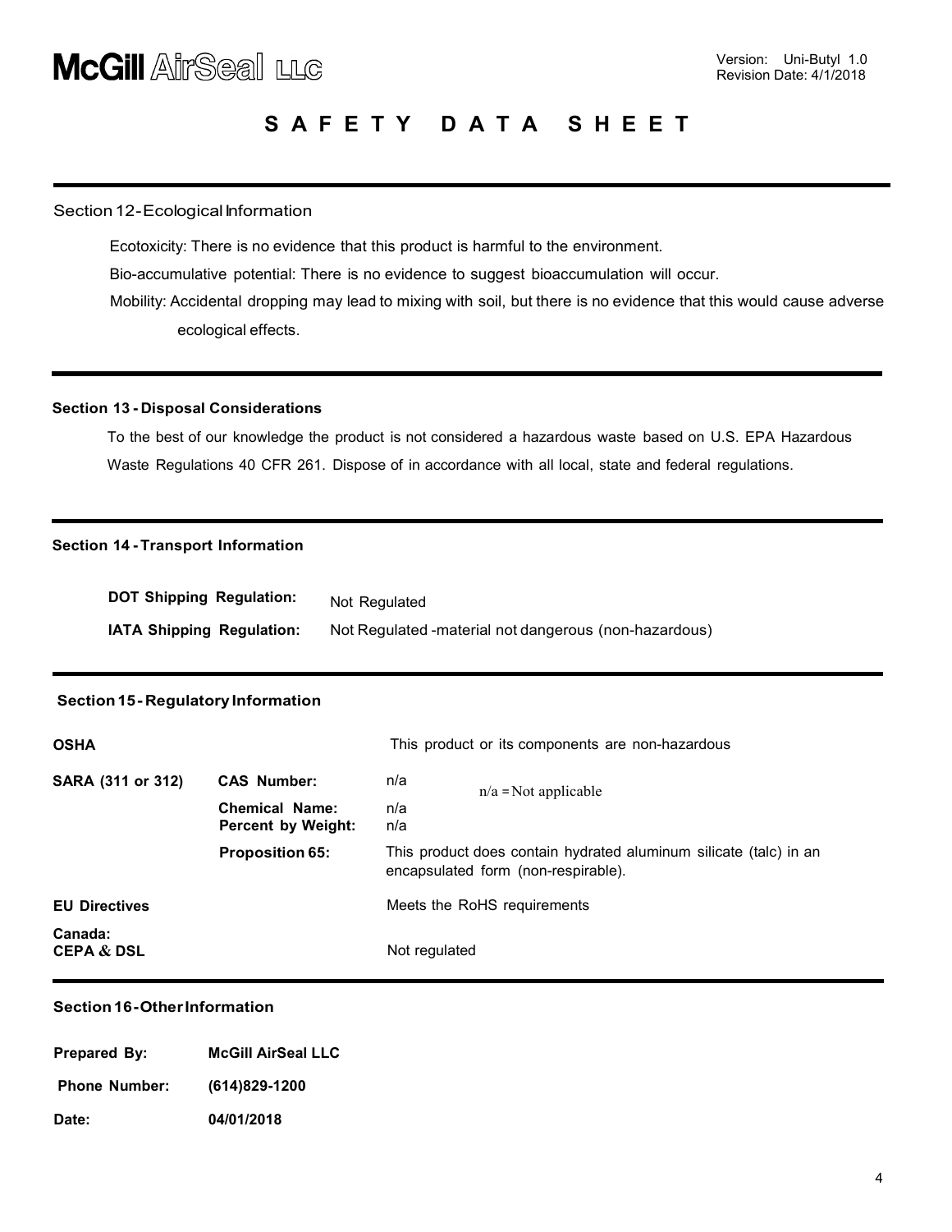## Section 12 - Ecological Information

Ecotoxicity: There is no evidence that this product is harmful to the environment.

Bio-accumulative potential: There is no evidence to suggest bioaccumulation will occur.

Mobility: Accidental dropping may lead to mixing with soil, but there is no evidence that this would cause adverse ecological effects.

## Section 13 - Disposal Considerations

To the best of our knowledge the product is not considered a hazardous waste based on U.S. EPA Hazardous Waste Regulations 40 CFR 261. Dispose of in accordance with all local, state and federal regulations.

## Section 14 - Transport Information

| | |
|---|---|
| **DOT Shipping Regulation:** | Not Regulated |
| **IATA Shipping Regulation:** | Not Regulated -material not dangerous (non-hazardous) |

## Section 15 - Regulatory Information

| | | |
|---|---|---|
| **OSHA** | | This product or its components are non-hazardous |
| **SARA (311 or 312)** | **CAS Number:** | n/a    n/a = Not applicable |
| | **Chemical Name:** | n/a |
| | **Percent by Weight:** | n/a |
| | **Proposition 65:** | This product does contain hydrated aluminum silicate (talc) in an encapsulated form (non-respirable). |
| **EU Directives** | | Meets the RoHS requirements |
| **Canada: CEPA & DSL** | | Not regulated |

## Section 16 - Other Information

| | |
|---|---|
| **Prepared By:** | **McGill AirSeal LLC** |
| **Phone Number:** | **(614)829-1200** |
| **Date:** | **04/01/2018** |